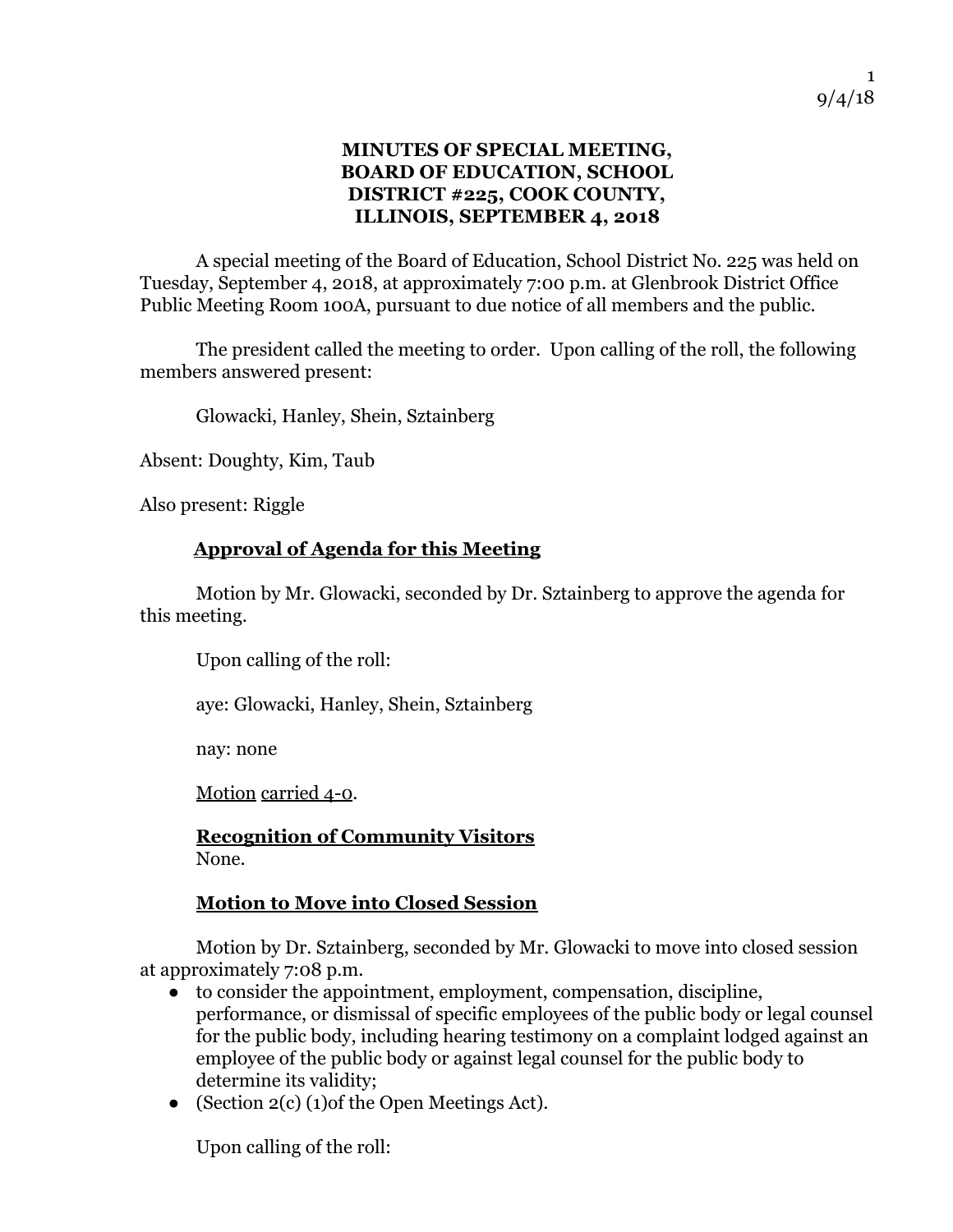**MINUTES OF SPECIAL MEETING, BOARD OF EDUCATION, SCHOOL DISTRICT #225, COOK COUNTY, ILLINOIS, SEPTEMBER 4, 2018**

A special meeting of the Board of Education, School District No. 225 was held on Tuesday, September 4, 2018, at approximately 7:00 p.m. at Glenbrook District Office Public Meeting Room 100A, pursuant to due notice of all members and the public.

The president called the meeting to order. Upon calling of the roll, the following members answered present:

Glowacki, Hanley, Shein, Sztainberg

Absent: Doughty, Kim, Taub

Also present: Riggle

**Approval of Agenda for this Meeting**

Motion by Mr. Glowacki, seconded by Dr. Sztainberg to approve the agenda for this meeting.

Upon calling of the roll:

aye: Glowacki, Hanley, Shein, Sztainberg

nay: none

Motion carried 4-0.

**Recognition of Community Visitors**
None.

**Motion to Move into Closed Session**

Motion by Dr. Sztainberg, seconded by Mr. Glowacki to move into closed session at approximately 7:08 p.m.

- to consider the appointment, employment, compensation, discipline, performance, or dismissal of specific employees of the public body or legal counsel for the public body, including hearing testimony on a complaint lodged against an employee of the public body or against legal counsel for the public body to determine its validity;
- (Section 2(c) (1)of the Open Meetings Act).

Upon calling of the roll: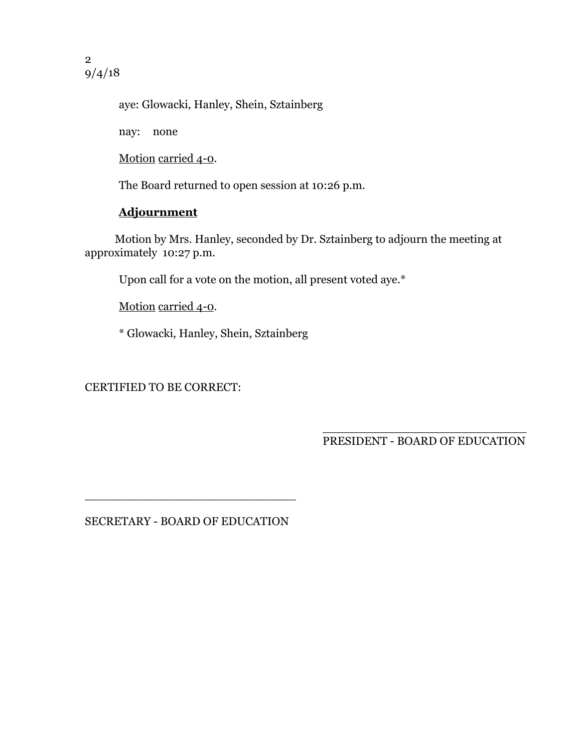aye: Glowacki, Hanley, Shein, Sztainberg

nay: none

<u>Motion</u> <u>carried 4-0</u>.

The Board returned to open session at 10:26 p.m.

**<u>Adjournment</u>**

Motion by Mrs. Hanley, seconded by Dr. Sztainberg to adjourn the meeting at approximately 10:27 p.m.

Upon call for a vote on the motion, all present voted aye.*

<u>Motion</u> <u>carried 4-0</u>.

* Glowacki, Hanley, Shein, Sztainberg

CERTIFIED TO BE CORRECT:

\_\_\_\_\_\_\_\_\_\_\_\_\_\_\_\_\_\_\_\_\_\_\_\_\_\_\_\_\_\_

PRESIDENT - BOARD OF EDUCATION

\_\_\_\_\_\_\_\_\_\_\_\_\_\_\_\_\_\_\_\_\_\_\_\_\_\_\_\_\_\_

SECRETARY - BOARD OF EDUCATION